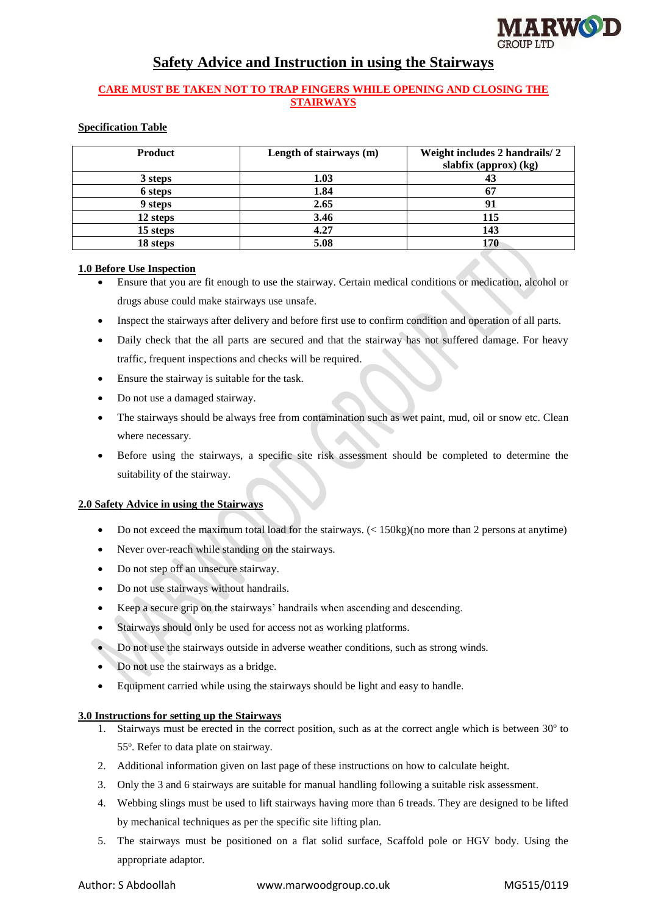# Safety Advice and Instruction in using the Stairways

**CARE MUST BE TAKEN NOT TO TRAP FINGERS WHILE OPENING AND CLOSING THE STAIRWAYS**

**Specification Table**

| Product | Length of stairways (m) | Weight includes 2 handrails/ 2 slabfix (approx) (kg) |
|---|---|---|
| 3 steps | 1.03 | 43 |
| 6 steps | 1.84 | 67 |
| 9 steps | 2.65 | 91 |
| 12 steps | 3.46 | 115 |
| 15 steps | 4.27 | 143 |
| 18 steps | 5.08 | 170 |

**1.0 Before Use Inspection**

- Ensure that you are fit enough to use the stairway. Certain medical conditions or medication, alcohol or drugs abuse could make stairways use unsafe.
- Inspect the stairways after delivery and before first use to confirm condition and operation of all parts.
- Daily check that the all parts are secured and that the stairway has not suffered damage. For heavy traffic, frequent inspections and checks will be required.
- Ensure the stairway is suitable for the task.
- Do not use a damaged stairway.
- The stairways should be always free from contamination such as wet paint, mud, oil or snow etc. Clean where necessary.
- Before using the stairways, a specific site risk assessment should be completed to determine the suitability of the stairway.

**2.0 Safety Advice in using the Stairways**

- Do not exceed the maximum total load for the stairways. (< 150kg)(no more than 2 persons at anytime)
- Never over-reach while standing on the stairways.
- Do not step off an unsecure stairway.
- Do not use stairways without handrails.
- Keep a secure grip on the stairways' handrails when ascending and descending.
- Stairways should only be used for access not as working platforms.
- Do not use the stairways outside in adverse weather conditions, such as strong winds.
- Do not use the stairways as a bridge.
- Equipment carried while using the stairways should be light and easy to handle.

**3.0 Instructions for setting up the Stairways**

1. Stairways must be erected in the correct position, such as at the correct angle which is between $30^o$ to $55^o$. Refer to data plate on stairway.
2. Additional information given on last page of these instructions on how to calculate height.
3. Only the 3 and 6 stairways are suitable for manual handling following a suitable risk assessment.
4. Webbing slings must be used to lift stairways having more than 6 treads. They are designed to be lifted by mechanical techniques as per the specific site lifting plan.
5. The stairways must be positioned on a flat solid surface, Scaffold pole or HGV body. Using the appropriate adaptor.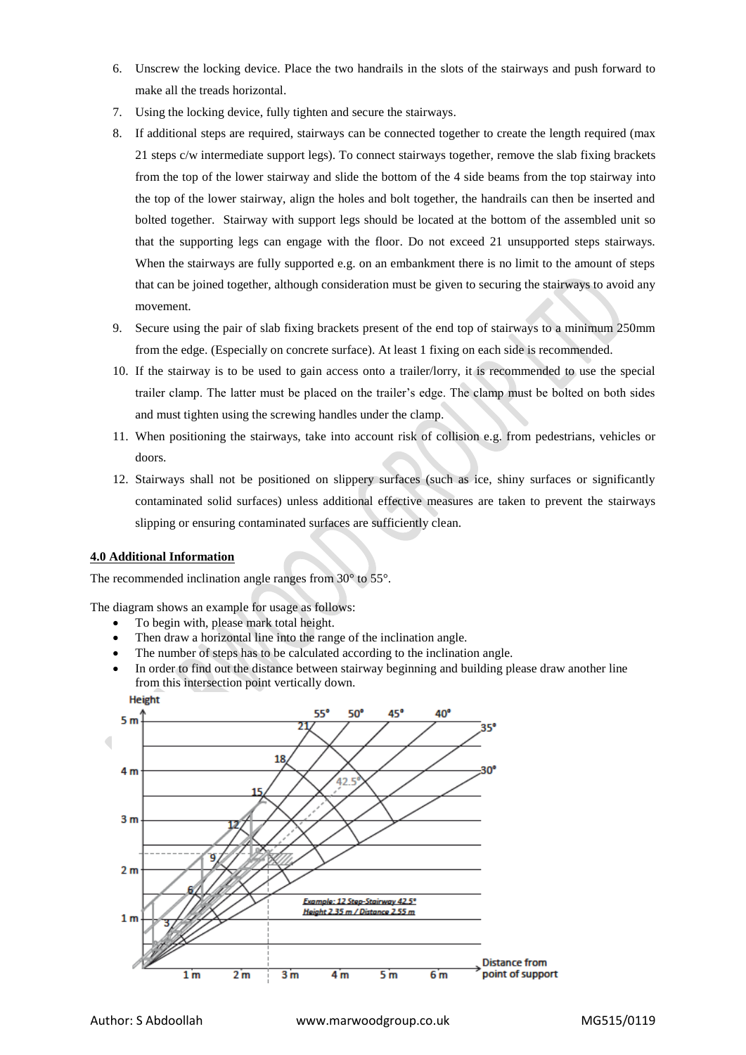6. Unscrew the locking device. Place the two handrails in the slots of the stairways and push forward to make all the treads horizontal.
7. Using the locking device, fully tighten and secure the stairways.
8. If additional steps are required, stairways can be connected together to create the length required (max 21 steps c/w intermediate support legs). To connect stairways together, remove the slab fixing brackets from the top of the lower stairway and slide the bottom of the 4 side beams from the top stairway into the top of the lower stairway, align the holes and bolt together, the handrails can then be inserted and bolted together. Stairway with support legs should be located at the bottom of the assembled unit so that the supporting legs can engage with the floor. Do not exceed 21 unsupported steps stairways. When the stairways are fully supported e.g. on an embankment there is no limit to the amount of steps that can be joined together, although consideration must be given to securing the stairways to avoid any movement.
9. Secure using the pair of slab fixing brackets present of the end top of stairways to a minimum 250mm from the edge. (Especially on concrete surface). At least 1 fixing on each side is recommended.
10. If the stairway is to be used to gain access onto a trailer/lorry, it is recommended to use the special trailer clamp. The latter must be placed on the trailer's edge. The clamp must be bolted on both sides and must tighten using the screwing handles under the clamp.
11. When positioning the stairways, take into account risk of collision e.g. from pedestrians, vehicles or doors.
12. Stairways shall not be positioned on slippery surfaces (such as ice, shiny surfaces or significantly contaminated solid surfaces) unless additional effective measures are taken to prevent the stairways slipping or ensuring contaminated surfaces are sufficiently clean.

## 4.0 Additional Information

The recommended inclination angle ranges from 30° to 55°.

The diagram shows an example for usage as follows:

- To begin with, please mark total height.
- Then draw a horizontal line into the range of the inclination angle.
- The number of steps has to be calculated according to the inclination angle.
- In order to find out the distance between stairway beginning and building please draw another line from this intersection point vertically down.

Height

5 m
4 m
3 m
2 m
1 m

55° 50° 45° 40° 35° 30° 42.5°

3 6 9 12 15 18 21

*Example: 12 Step-Stairway 42.5°*
*Height 2.35 m / Distance 2.55 m*

1 m 2 m 3 m 4 m 5 m 6 m

Distance from point of support